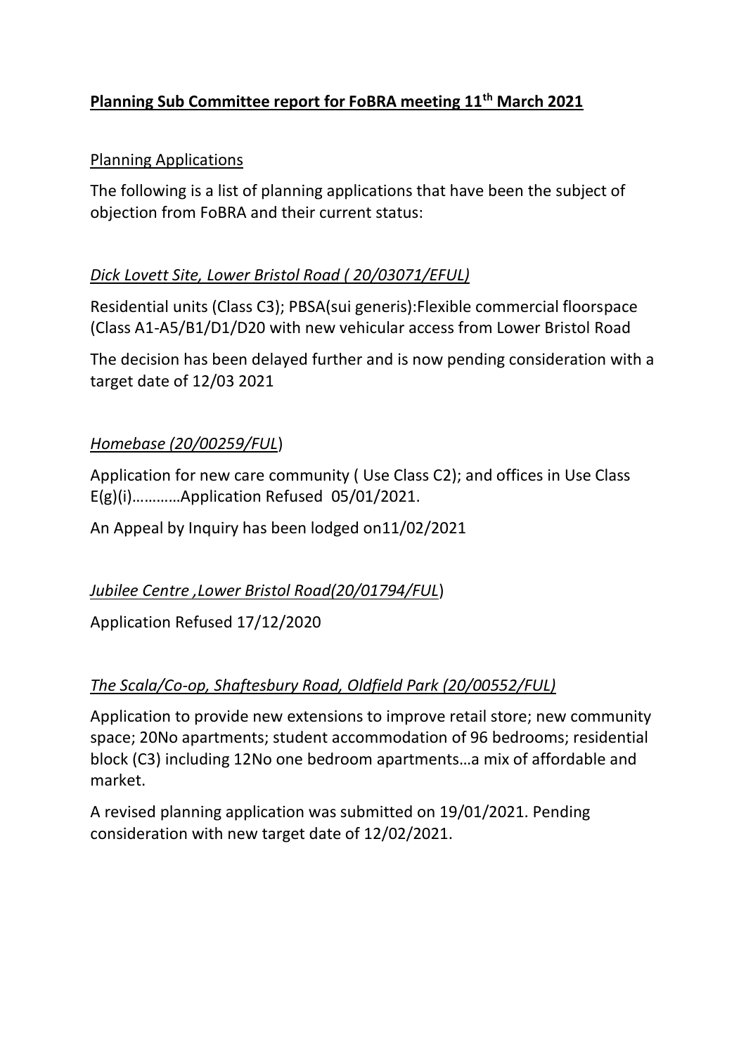# **Planning Sub Committee report for FoBRA meeting 11th March 2021**

## Planning Applications

The following is a list of planning applications that have been the subject of objection from FoBRA and their current status:

### *Dick Lovett Site, Lower Bristol Road ( 20/03071/EFUL)*

Residential units (Class C3); PBSA(sui generis):Flexible commercial floorspace (Class A1-A5/B1/D1/D20 with new vehicular access from Lower Bristol Road

The decision has been delayed further and is now pending consideration with a target date of 12/03 2021

### *Homebase (20/00259/FUL)*

Application for new care community ( Use Class C2); and offices in Use Class E(g)(i)…………Application Refused 05/01/2021.

An Appeal by Inquiry has been lodged on11/02/2021

### *Jubilee Centre ,Lower Bristol Road(20/01794/FUL)*

Application Refused 17/12/2020

### *The Scala/Co-op, Shaftesbury Road, Oldfield Park (20/00552/FUL)*

Application to provide new extensions to improve retail store; new community space; 20No apartments; student accommodation of 96 bedrooms; residential block (C3) including 12No one bedroom apartments…a mix of affordable and market.

A revised planning application was submitted on 19/01/2021. Pending consideration with new target date of 12/02/2021.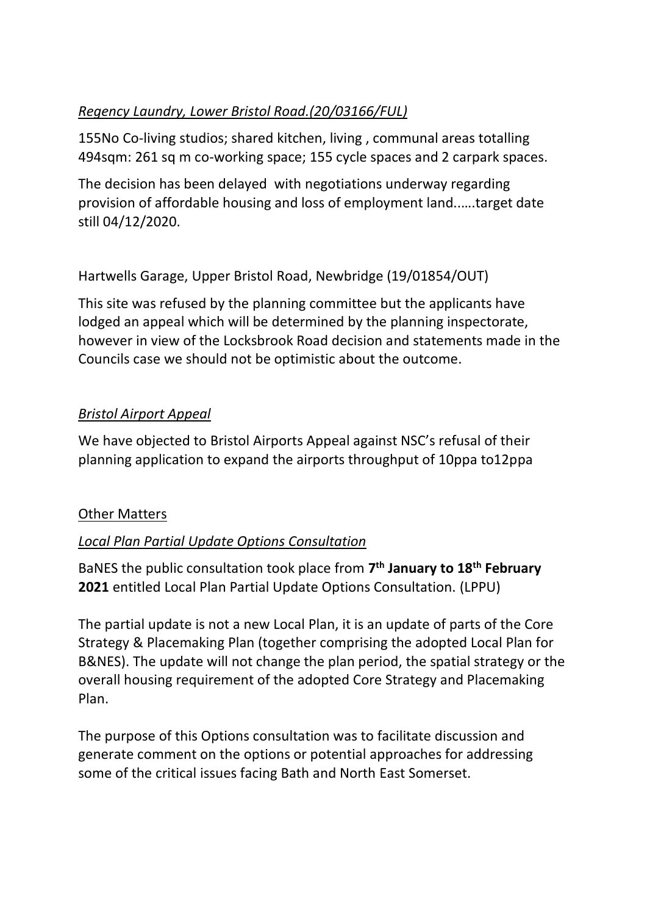*Regency Laundry, Lower Bristol Road.(20/03166/FUL)*

155No Co-living studios; shared kitchen, living , communal areas totalling 494sqm: 261 sq m co-working space; 155 cycle spaces and 2 carpark spaces.

The decision has been delayed with negotiations underway regarding provision of affordable housing and loss of employment land..….target date still 04/12/2020.

Hartwells Garage, Upper Bristol Road, Newbridge (19/01854/OUT)

This site was refused by the planning committee but the applicants have lodged an appeal which will be determined by the planning inspectorate, however in view of the Locksbrook Road decision and statements made in the Councils case we should not be optimistic about the outcome.

*Bristol Airport Appeal*

We have objected to Bristol Airports Appeal against NSC's refusal of their planning application to expand the airports throughput of 10ppa to12ppa

Other Matters

*Local Plan Partial Update Options Consultation*

BaNES the public consultation took place from **7th January to 18th February 2021** entitled Local Plan Partial Update Options Consultation. (LPPU)

The partial update is not a new Local Plan, it is an update of parts of the Core Strategy & Placemaking Plan (together comprising the adopted Local Plan for B&NES). The update will not change the plan period, the spatial strategy or the overall housing requirement of the adopted Core Strategy and Placemaking Plan.

The purpose of this Options consultation was to facilitate discussion and generate comment on the options or potential approaches for addressing some of the critical issues facing Bath and North East Somerset.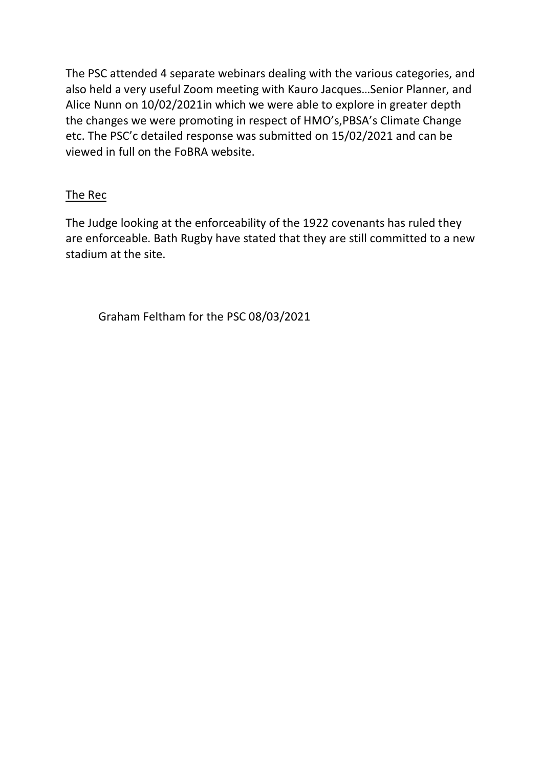The PSC attended 4 separate webinars dealing with the various categories, and also held a very useful Zoom meeting with Kauro Jacques…Senior Planner, and Alice Nunn on 10/02/2021in which we were able to explore in greater depth the changes we were promoting in respect of HMO's,PBSA's Climate Change etc. The PSC'c detailed response was submitted on 15/02/2021 and can be viewed in full on the FoBRA website.

<u>The Rec</u>

The Judge looking at the enforceability of the 1922 covenants has ruled they are enforceable. Bath Rugby have stated that they are still committed to a new stadium at the site.

Graham Feltham for the PSC 08/03/2021